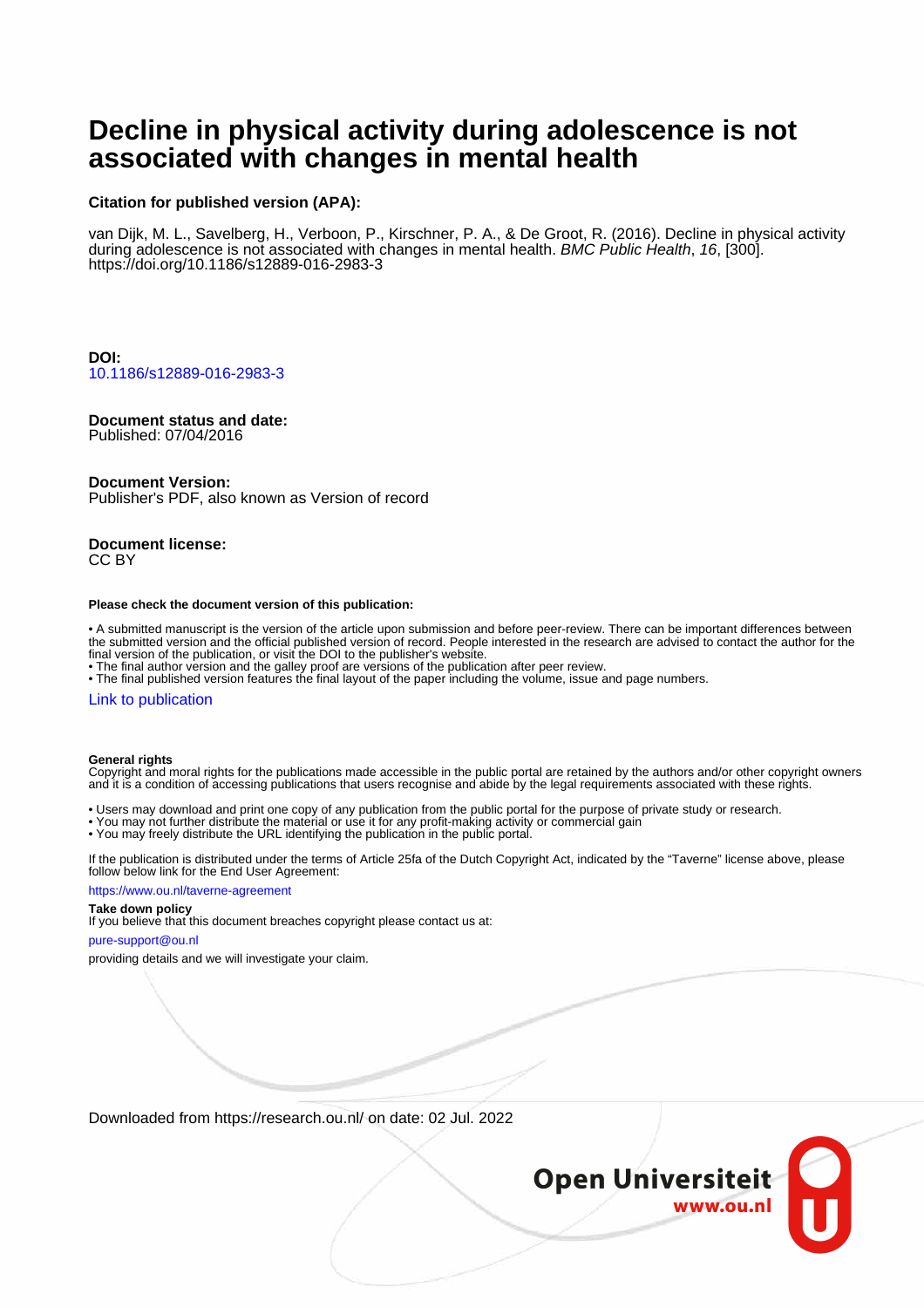# Decline in physical activity during adolescence is not associated with changes in mental health

**Citation for published version (APA):**

van Dijk, M. L., Savelberg, H., Verboon, P., Kirschner, P. A., & De Groot, R. (2016). Decline in physical activity during adolescence is not associated with changes in mental health. *BMC Public Health*, *16*, [300]. https://doi.org/10.1186/s12889-016-2983-3

**DOI:**
10.1186/s12889-016-2983-3

**Document status and date:**
Published: 07/04/2016

**Document Version:**
Publisher's PDF, also known as Version of record

**Document license:**
CC BY

**Please check the document version of this publication:**

• A submitted manuscript is the version of the article upon submission and before peer-review. There can be important differences between the submitted version and the official published version of record. People interested in the research are advised to contact the author for the final version of the publication, or visit the DOI to the publisher's website.
• The final author version and the galley proof are versions of the publication after peer review.
• The final published version features the final layout of the paper including the volume, issue and page numbers.

Link to publication

**General rights**
Copyright and moral rights for the publications made accessible in the public portal are retained by the authors and/or other copyright owners and it is a condition of accessing publications that users recognise and abide by the legal requirements associated with these rights.

• Users may download and print one copy of any publication from the public portal for the purpose of private study or research.
• You may not further distribute the material or use it for any profit-making activity or commercial gain
• You may freely distribute the URL identifying the publication in the public portal.

If the publication is distributed under the terms of Article 25fa of the Dutch Copyright Act, indicated by the "Taverne" license above, please follow below link for the End User Agreement:

https://www.ou.nl/taverne-agreement

**Take down policy**
If you believe that this document breaches copyright please contact us at:

pure-support@ou.nl

providing details and we will investigate your claim.

Downloaded from https://research.ou.nl/ on date: 02 Jul. 2022

Open Universiteit
www.ou.nl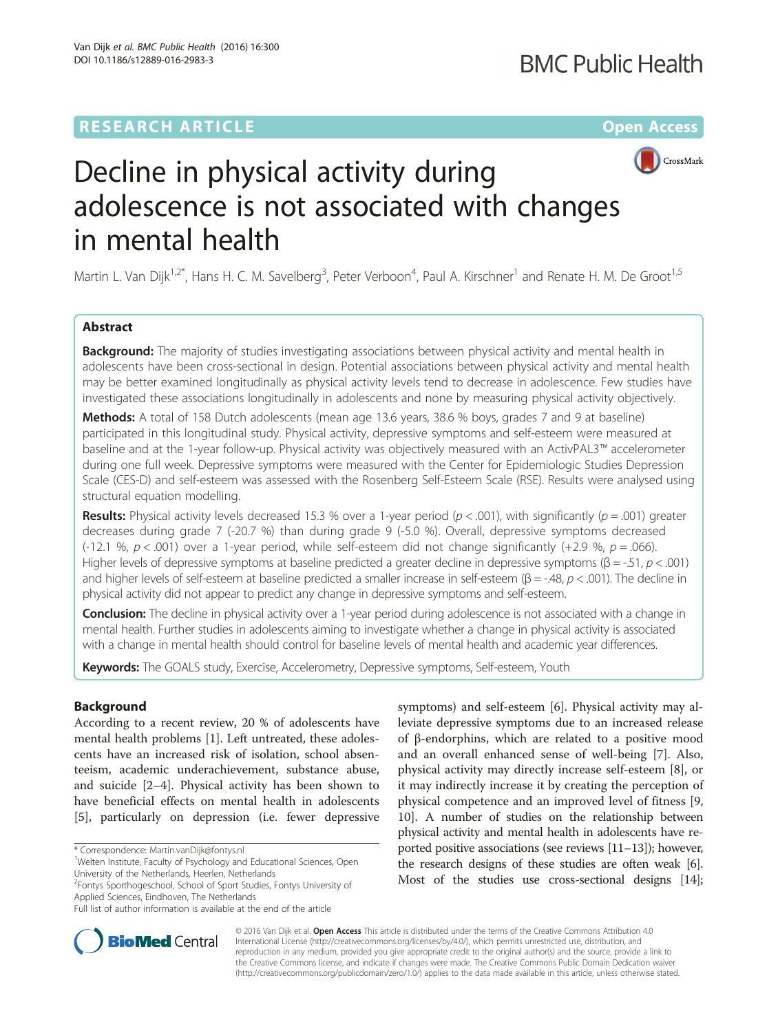# Decline in physical activity during adolescence is not associated with changes in mental health

Martin L. Van Dijk[1,2*], Hans H. C. M. Savelberg[3], Peter Verboon[4], Paul A. Kirschner[1] and Renate H. M. De Groot[1,5]

## Abstract

**Background:** The majority of studies investigating associations between physical activity and mental health in adolescents have been cross-sectional in design. Potential associations between physical activity and mental health may be better examined longitudinally as physical activity levels tend to decrease in adolescence. Few studies have investigated these associations longitudinally in adolescents and none by measuring physical activity objectively.

**Methods:** A total of 158 Dutch adolescents (mean age 13.6 years, 38.6 % boys, grades 7 and 9 at baseline) participated in this longitudinal study. Physical activity, depressive symptoms and self-esteem were measured at baseline and at the 1-year follow-up. Physical activity was objectively measured with an ActivPAL3™ accelerometer during one full week. Depressive symptoms were measured with the Center for Epidemiologic Studies Depression Scale (CES-D) and self-esteem was assessed with the Rosenberg Self-Esteem Scale (RSE). Results were analysed using structural equation modelling.

**Results:** Physical activity levels decreased 15.3 % over a 1-year period ($p < .001$), with significantly ($p = .001$) greater decreases during grade 7 (-20.7 %) than during grade 9 (-5.0 %). Overall, depressive symptoms decreased (-12.1 %, $p < .001$) over a 1-year period, while self-esteem did not change significantly (+2.9 %, $p = .066$). Higher levels of depressive symptoms at baseline predicted a greater decline in depressive symptoms ($\beta = -.51$, $p < .001$) and higher levels of self-esteem at baseline predicted a smaller increase in self-esteem ($\beta = -.48$, $p < .001$). The decline in physical activity did not appear to predict any change in depressive symptoms and self-esteem.

**Conclusion:** The decline in physical activity over a 1-year period during adolescence is not associated with a change in mental health. Further studies in adolescents aiming to investigate whether a change in physical activity is associated with a change in mental health should control for baseline levels of mental health and academic year differences.

**Keywords:** The GOALS study, Exercise, Accelerometry, Depressive symptoms, Self-esteem, Youth

## Background

According to a recent review, 20 % of adolescents have mental health problems [1]. Left untreated, these adolescents have an increased risk of isolation, school absenteeism, academic underachievement, substance abuse, and suicide [2–4]. Physical activity has been shown to have beneficial effects on mental health in adolescents [5], particularly on depression (i.e. fewer depressive symptoms) and self-esteem [6]. Physical activity may alleviate depressive symptoms due to an increased release of β-endorphins, which are related to a positive mood and an overall enhanced sense of well-being [7]. Also, physical activity may directly increase self-esteem [8], or it may indirectly increase it by creating the perception of physical competence and an improved level of fitness [9, 10]. A number of studies on the relationship between physical activity and mental health in adolescents have reported positive associations (see reviews [11–13]); however, the research designs of these studies are often weak [6]. Most of the studies use cross-sectional designs [14];

\* Correspondence: Martin.vanDijk@fontys.nl
[1]Welten Institute, Faculty of Psychology and Educational Sciences, Open University of the Netherlands, Heerlen, Netherlands
[2]Fontys Sporthogeschool, School of Sport Studies, Fontys University of Applied Sciences, Eindhoven, The Netherlands
Full list of author information is available at the end of the article

© 2016 Van Dijk et al. **Open Access** This article is distributed under the terms of the Creative Commons Attribution 4.0 International License (http://creativecommons.org/licenses/by/4.0/), which permits unrestricted use, distribution, and reproduction in any medium, provided you give appropriate credit to the original author(s) and the source, provide a link to the Creative Commons license, and indicate if changes were made. The Creative Commons Public Domain Dedication waiver (http://creativecommons.org/publicdomain/zero/1.0/) applies to the data made available in this article, unless otherwise stated.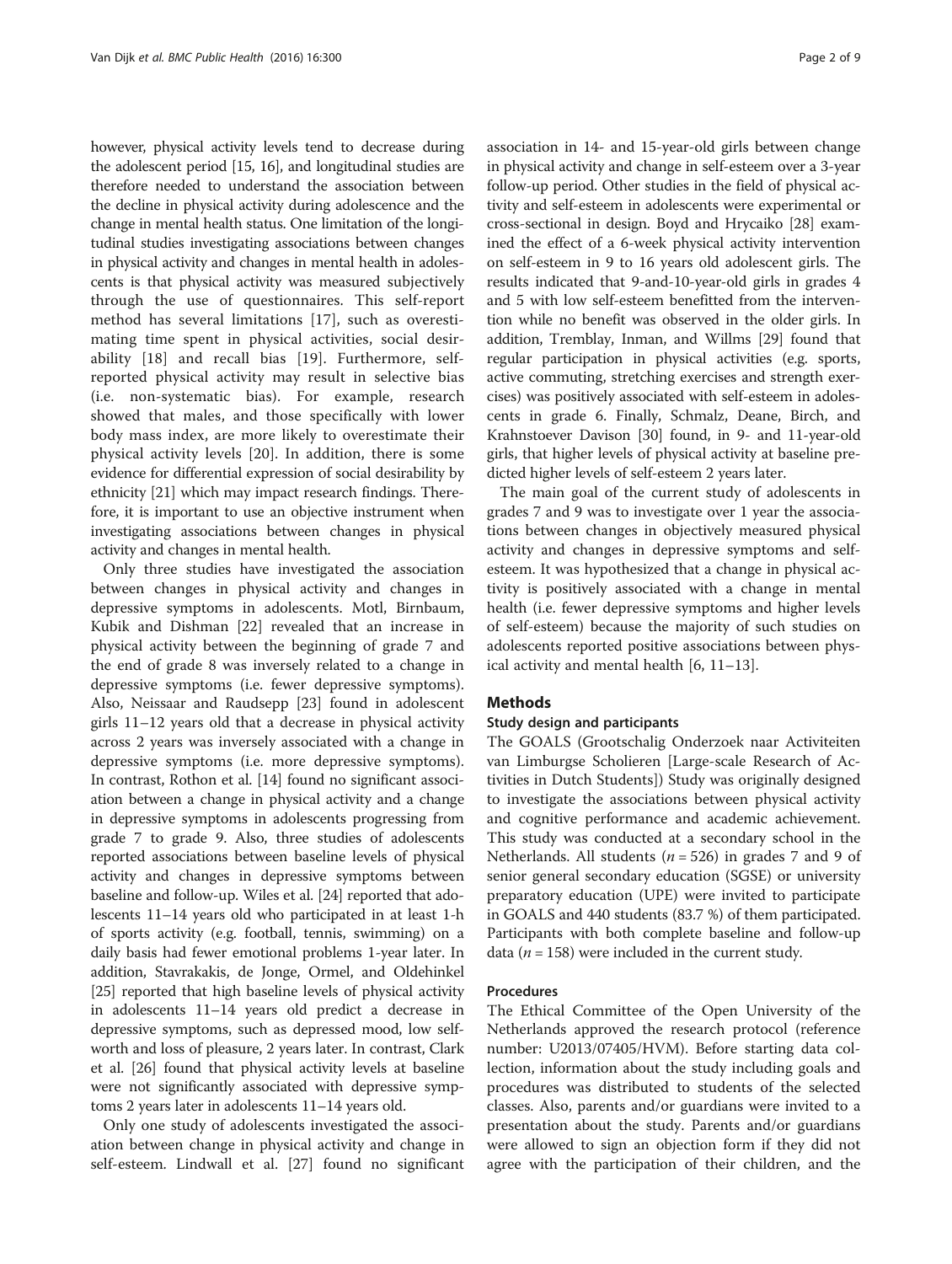however, physical activity levels tend to decrease during the adolescent period [15, 16], and longitudinal studies are therefore needed to understand the association between the decline in physical activity during adolescence and the change in mental health status. One limitation of the longitudinal studies investigating associations between changes in physical activity and changes in mental health in adolescents is that physical activity was measured subjectively through the use of questionnaires. This self-report method has several limitations [17], such as overestimating time spent in physical activities, social desirability [18] and recall bias [19]. Furthermore, self-reported physical activity may result in selective bias (i.e. non-systematic bias). For example, research showed that males, and those specifically with lower body mass index, are more likely to overestimate their physical activity levels [20]. In addition, there is some evidence for differential expression of social desirability by ethnicity [21] which may impact research findings. Therefore, it is important to use an objective instrument when investigating associations between changes in physical activity and changes in mental health.

Only three studies have investigated the association between changes in physical activity and changes in depressive symptoms in adolescents. Motl, Birnbaum, Kubik and Dishman [22] revealed that an increase in physical activity between the beginning of grade 7 and the end of grade 8 was inversely related to a change in depressive symptoms (i.e. fewer depressive symptoms). Also, Neissaar and Raudsepp [23] found in adolescent girls 11–12 years old that a decrease in physical activity across 2 years was inversely associated with a change in depressive symptoms (i.e. more depressive symptoms). In contrast, Rothon et al. [14] found no significant association between a change in physical activity and a change in depressive symptoms in adolescents progressing from grade 7 to grade 9. Also, three studies of adolescents reported associations between baseline levels of physical activity and changes in depressive symptoms between baseline and follow-up. Wiles et al. [24] reported that adolescents 11–14 years old who participated in at least 1-h of sports activity (e.g. football, tennis, swimming) on a daily basis had fewer emotional problems 1-year later. In addition, Stavrakakis, de Jonge, Ormel, and Oldehinkel [25] reported that high baseline levels of physical activity in adolescents 11–14 years old predict a decrease in depressive symptoms, such as depressed mood, low self-worth and loss of pleasure, 2 years later. In contrast, Clark et al. [26] found that physical activity levels at baseline were not significantly associated with depressive symptoms 2 years later in adolescents 11–14 years old.

Only one study of adolescents investigated the association between change in physical activity and change in self-esteem. Lindwall et al. [27] found no significant association in 14- and 15-year-old girls between change in physical activity and change in self-esteem over a 3-year follow-up period. Other studies in the field of physical activity and self-esteem in adolescents were experimental or cross-sectional in design. Boyd and Hrycaiko [28] examined the effect of a 6-week physical activity intervention on self-esteem in 9 to 16 years old adolescent girls. The results indicated that 9-and-10-year-old girls in grades 4 and 5 with low self-esteem benefitted from the intervention while no benefit was observed in the older girls. In addition, Tremblay, Inman, and Willms [29] found that regular participation in physical activities (e.g. sports, active commuting, stretching exercises and strength exercises) was positively associated with self-esteem in adolescents in grade 6. Finally, Schmalz, Deane, Birch, and Krahnstoever Davison [30] found, in 9- and 11-year-old girls, that higher levels of physical activity at baseline predicted higher levels of self-esteem 2 years later.

The main goal of the current study of adolescents in grades 7 and 9 was to investigate over 1 year the associations between changes in objectively measured physical activity and changes in depressive symptoms and self-esteem. It was hypothesized that a change in physical activity is positively associated with a change in mental health (i.e. fewer depressive symptoms and higher levels of self-esteem) because the majority of such studies on adolescents reported positive associations between physical activity and mental health [6, 11–13].

## Methods

### Study design and participants

The GOALS (Grootschalig Onderzoek naar Activiteiten van Limburgse Scholieren [Large-scale Research of Activities in Dutch Students]) Study was originally designed to investigate the associations between physical activity and cognitive performance and academic achievement. This study was conducted at a secondary school in the Netherlands. All students ($n = 526$) in grades 7 and 9 of senior general secondary education (SGSE) or university preparatory education (UPE) were invited to participate in GOALS and 440 students (83.7 %) of them participated. Participants with both complete baseline and follow-up data ($n = 158$) were included in the current study.

### Procedures

The Ethical Committee of the Open University of the Netherlands approved the research protocol (reference number: U2013/07405/HVM). Before starting data collection, information about the study including goals and procedures was distributed to students of the selected classes. Also, parents and/or guardians were invited to a presentation about the study. Parents and/or guardians were allowed to sign an objection form if they did not agree with the participation of their children, and the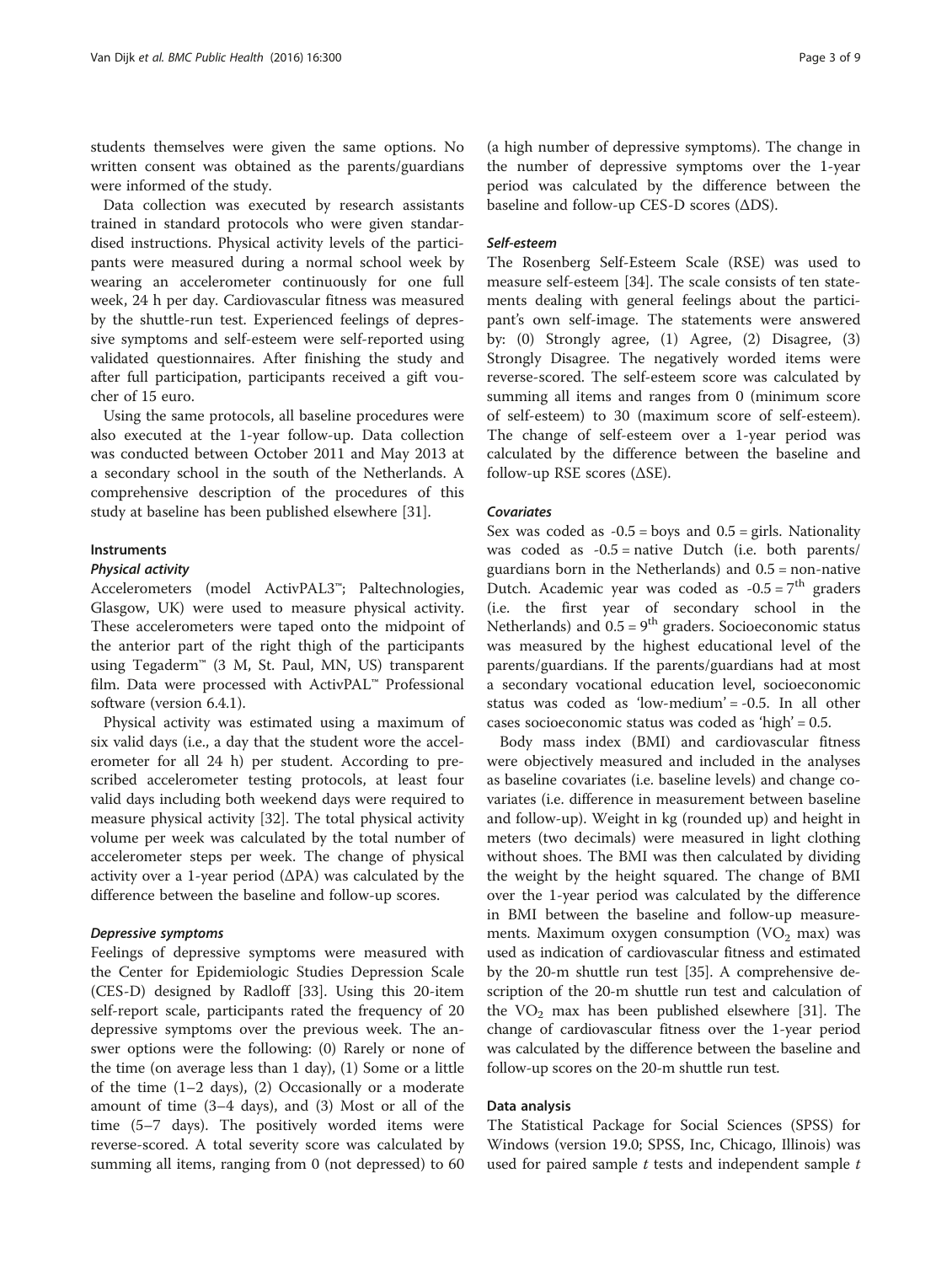students themselves were given the same options. No written consent was obtained as the parents/guardians were informed of the study.

Data collection was executed by research assistants trained in standard protocols who were given standardised instructions. Physical activity levels of the participants were measured during a normal school week by wearing an accelerometer continuously for one full week, 24 h per day. Cardiovascular fitness was measured by the shuttle-run test. Experienced feelings of depressive symptoms and self-esteem were self-reported using validated questionnaires. After finishing the study and after full participation, participants received a gift voucher of 15 euro.

Using the same protocols, all baseline procedures were also executed at the 1-year follow-up. Data collection was conducted between October 2011 and May 2013 at a secondary school in the south of the Netherlands. A comprehensive description of the procedures of this study at baseline has been published elsewhere [31].

## Instruments

### *Physical activity*

Accelerometers (model ActivPAL3™; Paltechnologies, Glasgow, UK) were used to measure physical activity. These accelerometers were taped onto the midpoint of the anterior part of the right thigh of the participants using Tegaderm™ (3 M, St. Paul, MN, US) transparent film. Data were processed with ActivPAL™ Professional software (version 6.4.1).

Physical activity was estimated using a maximum of six valid days (i.e., a day that the student wore the accelerometer for all 24 h) per student. According to prescribed accelerometer testing protocols, at least four valid days including both weekend days were required to measure physical activity [32]. The total physical activity volume per week was calculated by the total number of accelerometer steps per week. The change of physical activity over a 1-year period (ΔPA) was calculated by the difference between the baseline and follow-up scores.

### *Depressive symptoms*

Feelings of depressive symptoms were measured with the Center for Epidemiologic Studies Depression Scale (CES-D) designed by Radloff [33]. Using this 20-item self-report scale, participants rated the frequency of 20 depressive symptoms over the previous week. The answer options were the following: (0) Rarely or none of the time (on average less than 1 day), (1) Some or a little of the time (1–2 days), (2) Occasionally or a moderate amount of time (3–4 days), and (3) Most or all of the time (5–7 days). The positively worded items were reverse-scored. A total severity score was calculated by summing all items, ranging from 0 (not depressed) to 60 (a high number of depressive symptoms). The change in the number of depressive symptoms over the 1-year period was calculated by the difference between the baseline and follow-up CES-D scores (ΔDS).

### *Self-esteem*

The Rosenberg Self-Esteem Scale (RSE) was used to measure self-esteem [34]. The scale consists of ten statements dealing with general feelings about the participant's own self-image. The statements were answered by: (0) Strongly agree, (1) Agree, (2) Disagree, (3) Strongly Disagree. The negatively worded items were reverse-scored. The self-esteem score was calculated by summing all items and ranges from 0 (minimum score of self-esteem) to 30 (maximum score of self-esteem). The change of self-esteem over a 1-year period was calculated by the difference between the baseline and follow-up RSE scores (ΔSE).

### *Covariates*

Sex was coded as -0.5 = boys and 0.5 = girls. Nationality was coded as -0.5 = native Dutch (i.e. both parents/guardians born in the Netherlands) and 0.5 = non-native Dutch. Academic year was coded as -0.5 = 7th graders (i.e. the first year of secondary school in the Netherlands) and 0.5 = 9th graders. Socioeconomic status was measured by the highest educational level of the parents/guardians. If the parents/guardians had at most a secondary vocational education level, socioeconomic status was coded as 'low-medium' = -0.5. In all other cases socioeconomic status was coded as 'high' = 0.5.

Body mass index (BMI) and cardiovascular fitness were objectively measured and included in the analyses as baseline covariates (i.e. baseline levels) and change covariates (i.e. difference in measurement between baseline and follow-up). Weight in kg (rounded up) and height in meters (two decimals) were measured in light clothing without shoes. The BMI was then calculated by dividing the weight by the height squared. The change of BMI over the 1-year period was calculated by the difference in BMI between the baseline and follow-up measurements. Maximum oxygen consumption ($VO_2$ max) was used as indication of cardiovascular fitness and estimated by the 20-m shuttle run test [35]. A comprehensive description of the 20-m shuttle run test and calculation of the $VO_2$ max has been published elsewhere [31]. The change of cardiovascular fitness over the 1-year period was calculated by the difference between the baseline and follow-up scores on the 20-m shuttle run test.

## Data analysis

The Statistical Package for Social Sciences (SPSS) for Windows (version 19.0; SPSS, Inc, Chicago, Illinois) was used for paired sample $t$ tests and independent sample $t$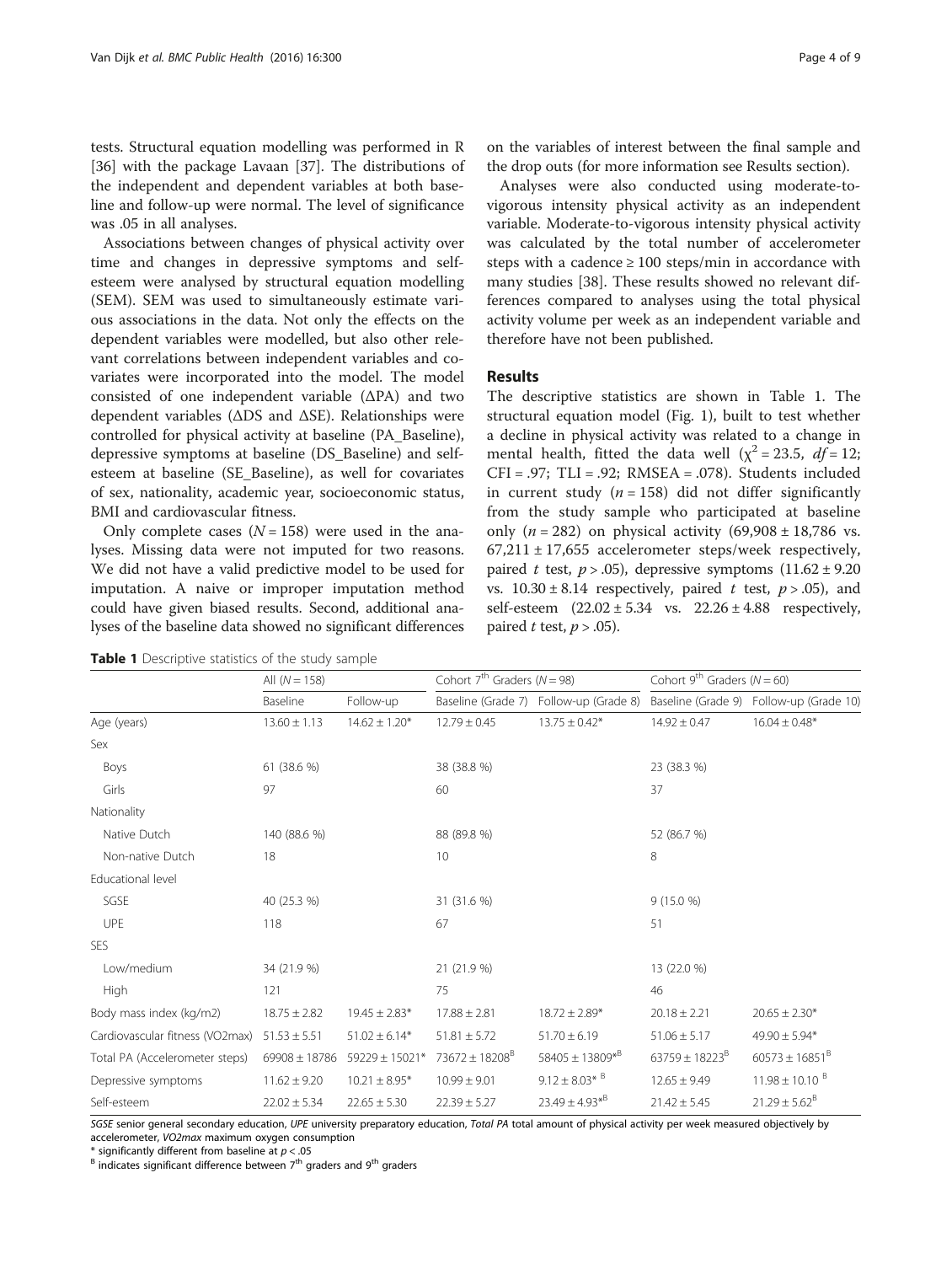tests. Structural equation modelling was performed in R [36] with the package Lavaan [37]. The distributions of the independent and dependent variables at both baseline and follow-up were normal. The level of significance was .05 in all analyses.

Associations between changes of physical activity over time and changes in depressive symptoms and self-esteem were analysed by structural equation modelling (SEM). SEM was used to simultaneously estimate various associations in the data. Not only the effects on the dependent variables were modelled, but also other relevant correlations between independent variables and covariates were incorporated into the model. The model consisted of one independent variable (ΔPA) and two dependent variables (ΔDS and ΔSE). Relationships were controlled for physical activity at baseline (PA_Baseline), depressive symptoms at baseline (DS_Baseline) and self-esteem at baseline (SE_Baseline), as well for covariates of sex, nationality, academic year, socioeconomic status, BMI and cardiovascular fitness.

Only complete cases ($N = 158$) were used in the analyses. Missing data were not imputed for two reasons. We did not have a valid predictive model to be used for imputation. A naive or improper imputation method could have given biased results. Second, additional analyses of the baseline data showed no significant differences on the variables of interest between the final sample and the drop outs (for more information see Results section).

Analyses were also conducted using moderate-to-vigorous intensity physical activity as an independent variable. Moderate-to-vigorous intensity physical activity was calculated by the total number of accelerometer steps with a cadence ≥ 100 steps/min in accordance with many studies [38]. These results showed no relevant differences compared to analyses using the total physical activity volume per week as an independent variable and therefore have not been published.

## Results

The descriptive statistics are shown in Table 1. The structural equation model (Fig. 1), built to test whether a decline in physical activity was related to a change in mental health, fitted the data well ($\chi^2 = 23.5$, $df = 12$; CFI = .97; TLI = .92; RMSEA = .078). Students included in current study ($n = 158$) did not differ significantly from the study sample who participated at baseline only ($n = 282$) on physical activity (69,908 ± 18,786 vs. 67,211 ± 17,655 accelerometer steps/week respectively, paired $t$ test, $p > .05$), depressive symptoms (11.62 ± 9.20 vs. 10.30 ± 8.14 respectively, paired $t$ test, $p > .05$), and self-esteem (22.02 ± 5.34 vs. 22.26 ± 4.88 respectively, paired $t$ test, $p > .05$).

**Table 1** Descriptive statistics of the study sample

| | All ($N = 158$) | | Cohort 7th Graders ($N = 98$) | | Cohort 9th Graders ($N = 60$) | |
|---|---|---|---|---|---|---|
| | Baseline | Follow-up | Baseline (Grade 7) | Follow-up (Grade 8) | Baseline (Grade 9) | Follow-up (Grade 10) |
| Age (years) | 13.60 ± 1.13 | 14.62 ± 1.20* | 12.79 ± 0.45 | 13.75 ± 0.42* | 14.92 ± 0.47 | 16.04 ± 0.48* |
| Sex | | | | | | |
| Boys | 61 (38.6 %) | | 38 (38.8 %) | | 23 (38.3 %) | |
| Girls | 97 | | 60 | | 37 | |
| Nationality | | | | | | |
| Native Dutch | 140 (88.6 %) | | 88 (89.8 %) | | 52 (86.7 %) | |
| Non-native Dutch | 18 | | 10 | | 8 | |
| Educational level | | | | | | |
| SGSE | 40 (25.3 %) | | 31 (31.6 %) | | 9 (15.0 %) | |
| UPE | 118 | | 67 | | 51 | |
| SES | | | | | | |
| Low/medium | 34 (21.9 %) | | 21 (21.9 %) | | 13 (22.0 %) | |
| High | 121 | | 75 | | 46 | |
| Body mass index (kg/m2) | 18.75 ± 2.82 | 19.45 ± 2.83* | 17.88 ± 2.81 | 18.72 ± 2.89* | 20.18 ± 2.21 | 20.65 ± 2.30* |
| Cardiovascular fitness (VO2max) | 51.53 ± 5.51 | 51.02 ± 6.14* | 51.81 ± 5.72 | 51.70 ± 6.19 | 51.06 ± 5.17 | 49.90 ± 5.94* |
| Total PA (Accelerometer steps) | 69908 ± 18786 | 59229 ± 15021* | 73672 ± 18208[B] | 58405 ± 13809*[B] | 63759 ± 18223[B] | 60573 ± 16851[B] |
| Depressive symptoms | 11.62 ± 9.20 | 10.21 ± 8.95* | 10.99 ± 9.01 | 9.12 ± 8.03*[B] | 12.65 ± 9.49 | 11.98 ± 10.10[B] |
| Self-esteem | 22.02 ± 5.34 | 22.65 ± 5.30 | 22.39 ± 5.27 | 23.49 ± 4.93*[B] | 21.42 ± 5.45 | 21.29 ± 5.62[B] |

*SGSE* senior general secondary education, *UPE* university preparatory education, *Total PA* total amount of physical activity per week measured objectively by accelerometer, *VO2max* maximum oxygen consumption

\* significantly different from baseline at $p < .05$

[B] indicates significant difference between 7th graders and 9th graders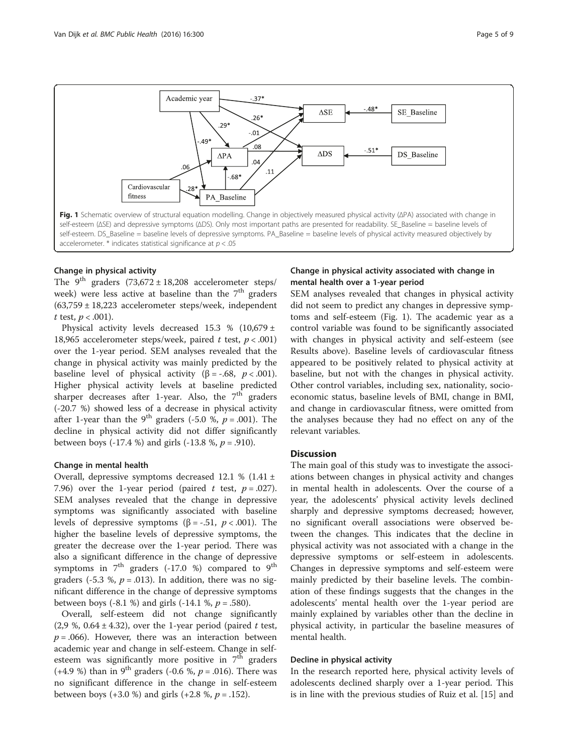Fig. 1 Schematic overview of structural equation modelling. Change in objectively measured physical activity (ΔPA) associated with change in self-esteem (ΔSE) and depressive symptoms (ΔDS). Only most important paths are presented for readability. SE_Baseline = baseline levels of self-esteem. DS_Baseline = baseline levels of depressive symptoms. PA_Baseline = baseline levels of physical activity measured objectively by accelerometer. * indicates statistical significance at $p < .05$

### Change in physical activity

The 9[th] graders (73,672 ± 18,208 accelerometer steps/week) were less active at baseline than the 7[th] graders (63,759 ± 18,223 accelerometer steps/week, independent $t$ test, $p < .001$).

Physical activity levels decreased 15.3 % (10,679 ± 18,965 accelerometer steps/week, paired $t$ test, $p < .001$) over the 1-year period. SEM analyses revealed that the change in physical activity was mainly predicted by the baseline level of physical activity (β = -.68, $p < .001$). Higher physical activity levels at baseline predicted sharper decreases after 1-year. Also, the 7[th] graders (-20.7 %) showed less of a decrease in physical activity after 1-year than the 9[th] graders (-5.0 %, $p = .001$). The decline in physical activity did not differ significantly between boys (-17.4 %) and girls (-13.8 %, $p = .910$).

### Change in mental health

Overall, depressive symptoms decreased 12.1 % (1.41 ± 7.96) over the 1-year period (paired $t$ test, $p = .027$). SEM analyses revealed that the change in depressive symptoms was significantly associated with baseline levels of depressive symptoms (β = -.51, $p < .001$). The higher the baseline levels of depressive symptoms, the greater the decrease over the 1-year period. There was also a significant difference in the change of depressive symptoms in 7[th] graders (-17.0 %) compared to 9[th] graders (-5.3 %, $p = .013$). In addition, there was no significant difference in the change of depressive symptoms between boys (-8.1 %) and girls (-14.1 %, $p = .580$).

Overall, self-esteem did not change significantly (2,9 %, 0.64 ± 4.32), over the 1-year period (paired $t$ test, $p = .066$). However, there was an interaction between academic year and change in self-esteem. Change in self-esteem was significantly more positive in 7[th] graders (+4.9 %) than in 9[th] graders (-0.6 %, $p = .016$). There was no significant difference in the change in self-esteem between boys (+3.0 %) and girls (+2.8 %, $p = .152$).

### Change in physical activity associated with change in mental health over a 1-year period

SEM analyses revealed that changes in physical activity did not seem to predict any changes in depressive symptoms and self-esteem (Fig. 1). The academic year as a control variable was found to be significantly associated with changes in physical activity and self-esteem (see Results above). Baseline levels of cardiovascular fitness appeared to be positively related to physical activity at baseline, but not with the changes in physical activity. Other control variables, including sex, nationality, socio-economic status, baseline levels of BMI, change in BMI, and change in cardiovascular fitness, were omitted from the analyses because they had no effect on any of the relevant variables.

## Discussion

The main goal of this study was to investigate the associations between changes in physical activity and changes in mental health in adolescents. Over the course of a year, the adolescents' physical activity levels declined sharply and depressive symptoms decreased; however, no significant overall associations were observed between the changes. This indicates that the decline in physical activity was not associated with a change in the depressive symptoms or self-esteem in adolescents. Changes in depressive symptoms and self-esteem were mainly predicted by their baseline levels. The combination of these findings suggests that the changes in the adolescents' mental health over the 1-year period are mainly explained by variables other than the decline in physical activity, in particular the baseline measures of mental health.

### Decline in physical activity

In the research reported here, physical activity levels of adolescents declined sharply over a 1-year period. This is in line with the previous studies of Ruiz et al. [15] and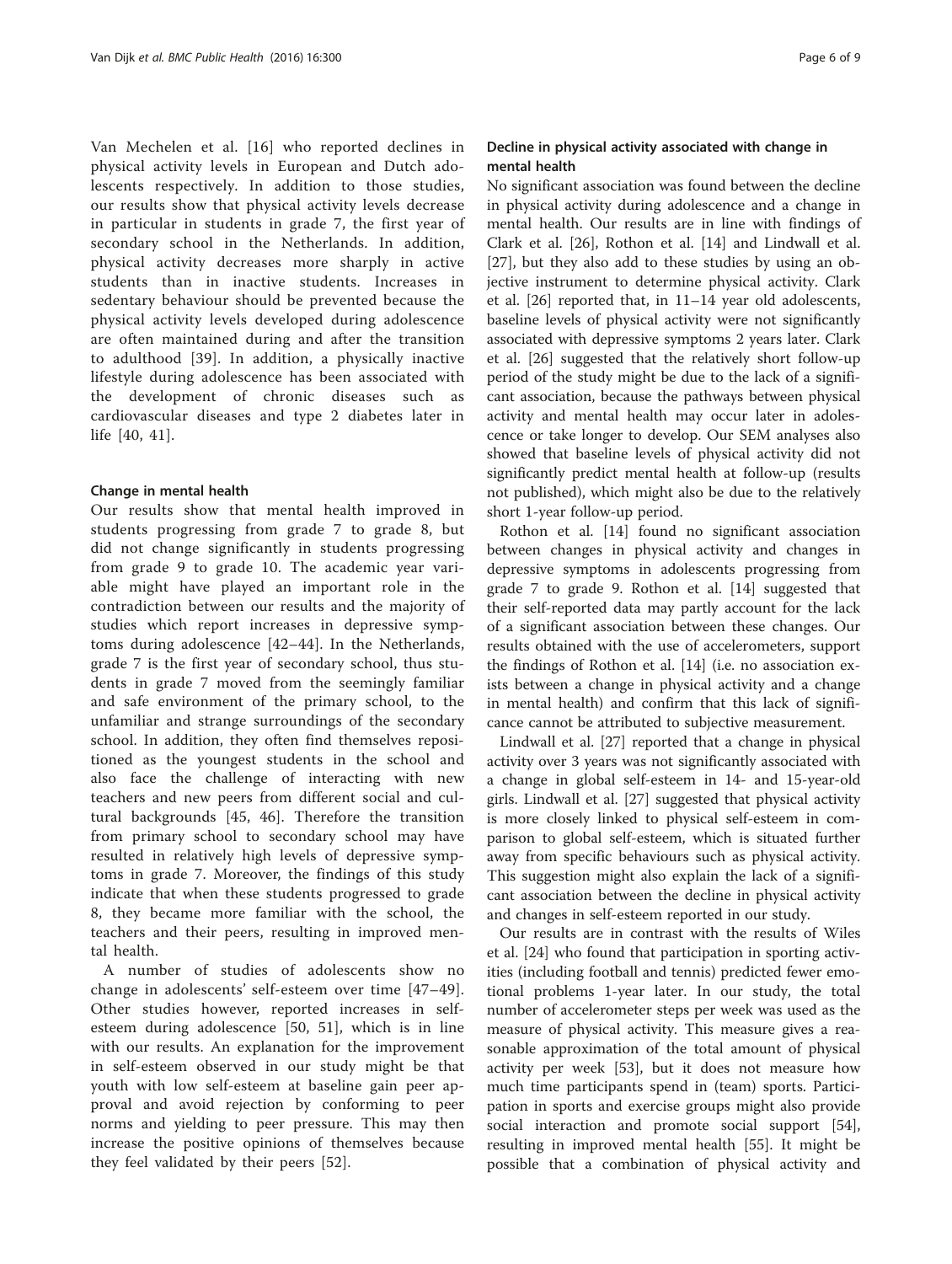Van Mechelen et al. [16] who reported declines in physical activity levels in European and Dutch adolescents respectively. In addition to those studies, our results show that physical activity levels decrease in particular in students in grade 7, the first year of secondary school in the Netherlands. In addition, physical activity decreases more sharply in active students than in inactive students. Increases in sedentary behaviour should be prevented because the physical activity levels developed during adolescence are often maintained during and after the transition to adulthood [39]. In addition, a physically inactive lifestyle during adolescence has been associated with the development of chronic diseases such as cardiovascular diseases and type 2 diabetes later in life [40, 41].

### Change in mental health

Our results show that mental health improved in students progressing from grade 7 to grade 8, but did not change significantly in students progressing from grade 9 to grade 10. The academic year variable might have played an important role in the contradiction between our results and the majority of studies which report increases in depressive symptoms during adolescence [42–44]. In the Netherlands, grade 7 is the first year of secondary school, thus students in grade 7 moved from the seemingly familiar and safe environment of the primary school, to the unfamiliar and strange surroundings of the secondary school. In addition, they often find themselves repositioned as the youngest students in the school and also face the challenge of interacting with new teachers and new peers from different social and cultural backgrounds [45, 46]. Therefore the transition from primary school to secondary school may have resulted in relatively high levels of depressive symptoms in grade 7. Moreover, the findings of this study indicate that when these students progressed to grade 8, they became more familiar with the school, the teachers and their peers, resulting in improved mental health.

A number of studies of adolescents show no change in adolescents' self-esteem over time [47–49]. Other studies however, reported increases in self-esteem during adolescence [50, 51], which is in line with our results. An explanation for the improvement in self-esteem observed in our study might be that youth with low self-esteem at baseline gain peer approval and avoid rejection by conforming to peer norms and yielding to peer pressure. This may then increase the positive opinions of themselves because they feel validated by their peers [52].

### Decline in physical activity associated with change in mental health

No significant association was found between the decline in physical activity during adolescence and a change in mental health. Our results are in line with findings of Clark et al. [26], Rothon et al. [14] and Lindwall et al. [27], but they also add to these studies by using an objective instrument to determine physical activity. Clark et al. [26] reported that, in 11–14 year old adolescents, baseline levels of physical activity were not significantly associated with depressive symptoms 2 years later. Clark et al. [26] suggested that the relatively short follow-up period of the study might be due to the lack of a significant association, because the pathways between physical activity and mental health may occur later in adolescence or take longer to develop. Our SEM analyses also showed that baseline levels of physical activity did not significantly predict mental health at follow-up (results not published), which might also be due to the relatively short 1-year follow-up period.

Rothon et al. [14] found no significant association between changes in physical activity and changes in depressive symptoms in adolescents progressing from grade 7 to grade 9. Rothon et al. [14] suggested that their self-reported data may partly account for the lack of a significant association between these changes. Our results obtained with the use of accelerometers, support the findings of Rothon et al. [14] (i.e. no association exists between a change in physical activity and a change in mental health) and confirm that this lack of significance cannot be attributed to subjective measurement.

Lindwall et al. [27] reported that a change in physical activity over 3 years was not significantly associated with a change in global self-esteem in 14- and 15-year-old girls. Lindwall et al. [27] suggested that physical activity is more closely linked to physical self-esteem in comparison to global self-esteem, which is situated further away from specific behaviours such as physical activity. This suggestion might also explain the lack of a significant association between the decline in physical activity and changes in self-esteem reported in our study.

Our results are in contrast with the results of Wiles et al. [24] who found that participation in sporting activities (including football and tennis) predicted fewer emotional problems 1-year later. In our study, the total number of accelerometer steps per week was used as the measure of physical activity. This measure gives a reasonable approximation of the total amount of physical activity per week [53], but it does not measure how much time participants spend in (team) sports. Participation in sports and exercise groups might also provide social interaction and promote social support [54], resulting in improved mental health [55]. It might be possible that a combination of physical activity and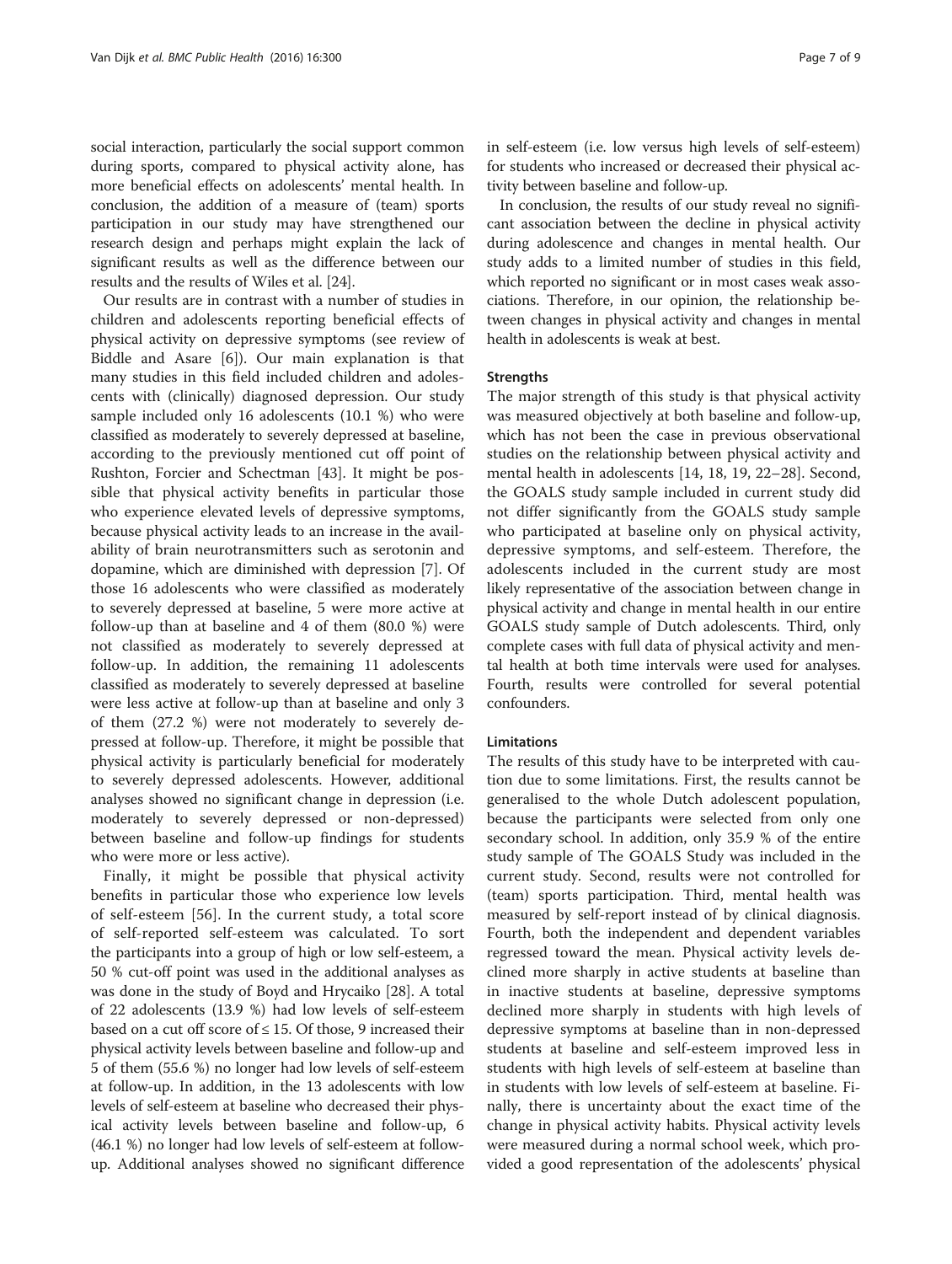social interaction, particularly the social support common during sports, compared to physical activity alone, has more beneficial effects on adolescents' mental health. In conclusion, the addition of a measure of (team) sports participation in our study may have strengthened our research design and perhaps might explain the lack of significant results as well as the difference between our results and the results of Wiles et al. [24].

Our results are in contrast with a number of studies in children and adolescents reporting beneficial effects of physical activity on depressive symptoms (see review of Biddle and Asare [6]). Our main explanation is that many studies in this field included children and adolescents with (clinically) diagnosed depression. Our study sample included only 16 adolescents (10.1 %) who were classified as moderately to severely depressed at baseline, according to the previously mentioned cut off point of Rushton, Forcier and Schectman [43]. It might be possible that physical activity benefits in particular those who experience elevated levels of depressive symptoms, because physical activity leads to an increase in the availability of brain neurotransmitters such as serotonin and dopamine, which are diminished with depression [7]. Of those 16 adolescents who were classified as moderately to severely depressed at baseline, 5 were more active at follow-up than at baseline and 4 of them (80.0 %) were not classified as moderately to severely depressed at follow-up. In addition, the remaining 11 adolescents classified as moderately to severely depressed at baseline were less active at follow-up than at baseline and only 3 of them (27.2 %) were not moderately to severely depressed at follow-up. Therefore, it might be possible that physical activity is particularly beneficial for moderately to severely depressed adolescents. However, additional analyses showed no significant change in depression (i.e. moderately to severely depressed or non-depressed) between baseline and follow-up findings for students who were more or less active).

Finally, it might be possible that physical activity benefits in particular those who experience low levels of self-esteem [56]. In the current study, a total score of self-reported self-esteem was calculated. To sort the participants into a group of high or low self-esteem, a 50 % cut-off point was used in the additional analyses as was done in the study of Boyd and Hrycaiko [28]. A total of 22 adolescents (13.9 %) had low levels of self-esteem based on a cut off score of ≤ 15. Of those, 9 increased their physical activity levels between baseline and follow-up and 5 of them (55.6 %) no longer had low levels of self-esteem at follow-up. In addition, in the 13 adolescents with low levels of self-esteem at baseline who decreased their physical activity levels between baseline and follow-up, 6 (46.1 %) no longer had low levels of self-esteem at follow-up. Additional analyses showed no significant difference in self-esteem (i.e. low versus high levels of self-esteem) for students who increased or decreased their physical activity between baseline and follow-up.

In conclusion, the results of our study reveal no significant association between the decline in physical activity during adolescence and changes in mental health. Our study adds to a limited number of studies in this field, which reported no significant or in most cases weak associations. Therefore, in our opinion, the relationship between changes in physical activity and changes in mental health in adolescents is weak at best.

### Strengths

The major strength of this study is that physical activity was measured objectively at both baseline and follow-up, which has not been the case in previous observational studies on the relationship between physical activity and mental health in adolescents [14, 18, 19, 22–28]. Second, the GOALS study sample included in current study did not differ significantly from the GOALS study sample who participated at baseline only on physical activity, depressive symptoms, and self-esteem. Therefore, the adolescents included in the current study are most likely representative of the association between change in physical activity and change in mental health in our entire GOALS study sample of Dutch adolescents. Third, only complete cases with full data of physical activity and mental health at both time intervals were used for analyses. Fourth, results were controlled for several potential confounders.

### Limitations

The results of this study have to be interpreted with caution due to some limitations. First, the results cannot be generalised to the whole Dutch adolescent population, because the participants were selected from only one secondary school. In addition, only 35.9 % of the entire study sample of The GOALS Study was included in the current study. Second, results were not controlled for (team) sports participation. Third, mental health was measured by self-report instead of by clinical diagnosis. Fourth, both the independent and dependent variables regressed toward the mean. Physical activity levels declined more sharply in active students at baseline than in inactive students at baseline, depressive symptoms declined more sharply in students with high levels of depressive symptoms at baseline than in non-depressed students at baseline and self-esteem improved less in students with high levels of self-esteem at baseline than in students with low levels of self-esteem at baseline. Finally, there is uncertainty about the exact time of the change in physical activity habits. Physical activity levels were measured during a normal school week, which provided a good representation of the adolescents' physical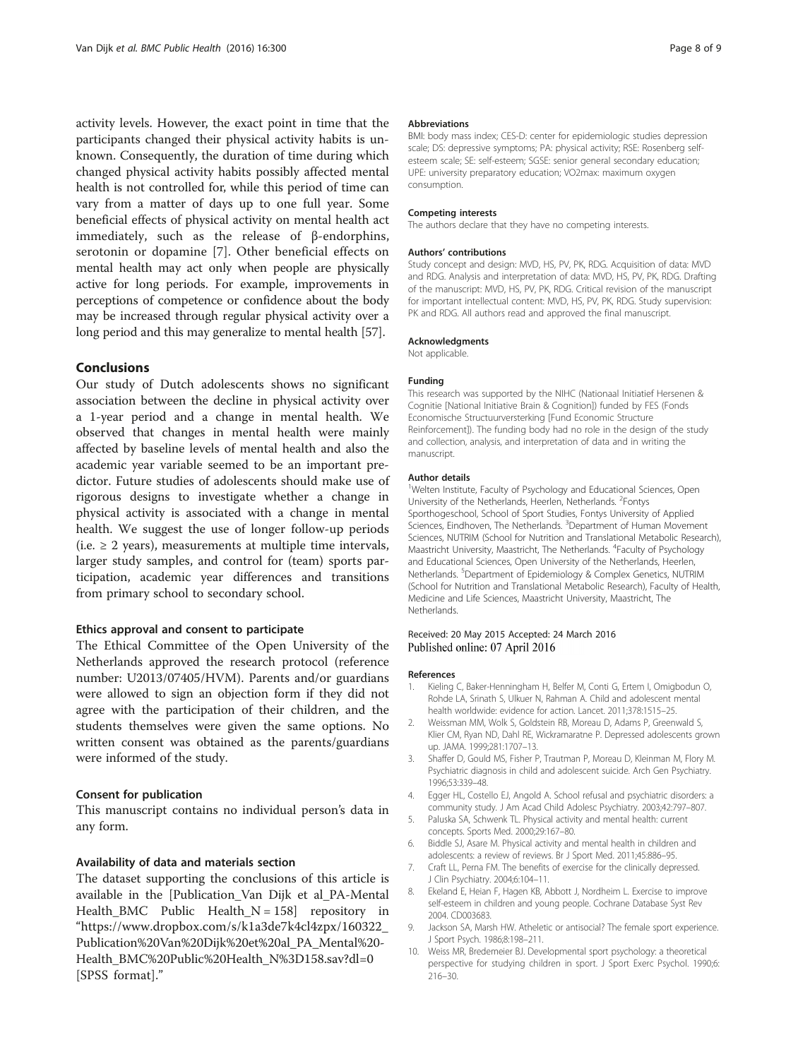activity levels. However, the exact point in time that the participants changed their physical activity habits is unknown. Consequently, the duration of time during which changed physical activity habits possibly affected mental health is not controlled for, while this period of time can vary from a matter of days up to one full year. Some beneficial effects of physical activity on mental health act immediately, such as the release of β-endorphins, serotonin or dopamine [7]. Other beneficial effects on mental health may act only when people are physically active for long periods. For example, improvements in perceptions of competence or confidence about the body may be increased through regular physical activity over a long period and this may generalize to mental health [57].

## Conclusions

Our study of Dutch adolescents shows no significant association between the decline in physical activity over a 1-year period and a change in mental health. We observed that changes in mental health were mainly affected by baseline levels of mental health and also the academic year variable seemed to be an important predictor. Future studies of adolescents should make use of rigorous designs to investigate whether a change in physical activity is associated with a change in mental health. We suggest the use of longer follow-up periods (i.e. ≥ 2 years), measurements at multiple time intervals, larger study samples, and control for (team) sports participation, academic year differences and transitions from primary school to secondary school.

### Ethics approval and consent to participate

The Ethical Committee of the Open University of the Netherlands approved the research protocol (reference number: U2013/07405/HVM). Parents and/or guardians were allowed to sign an objection form if they did not agree with the participation of their children, and the students themselves were given the same options. No written consent was obtained as the parents/guardians were informed of the study.

### Consent for publication

This manuscript contains no individual person's data in any form.

### Availability of data and materials section

The dataset supporting the conclusions of this article is available in the [Publication_Van Dijk et al_PA-Mental Health_BMC Public Health_N = 158] repository in "https://www.dropbox.com/s/k1a3de7k4cl4zpx/160322_Publication%20Van%20Dijk%20et%20al_PA_Mental%20-Health_BMC%20Public%20Health_N%3D158.sav?dl=0 [SPSS format]."

#### Abbreviations

BMI: body mass index; CES-D: center for epidemiologic studies depression scale; DS: depressive symptoms; PA: physical activity; RSE: Rosenberg self-esteem scale; SE: self-esteem; SGSE: senior general secondary education; UPE: university preparatory education; VO2max: maximum oxygen consumption.

#### Competing interests

The authors declare that they have no competing interests.

#### Authors' contributions

Study concept and design: MVD, HS, PV, PK, RDG. Acquisition of data: MVD and RDG. Analysis and interpretation of data: MVD, HS, PV, PK, RDG. Drafting of the manuscript: MVD, HS, PV, PK, RDG. Critical revision of the manuscript for important intellectual content: MVD, HS, PV, PK, RDG. Study supervision: PK and RDG. All authors read and approved the final manuscript.

#### Acknowledgments

Not applicable.

#### Funding

This research was supported by the NIHC (Nationaal Initiatief Hersenen & Cognitie [National Initiative Brain & Cognition]) funded by FES (Fonds Economische Structuurversterking [Fund Economic Structure Reinforcement]). The funding body had no role in the design of the study and collection, analysis, and interpretation of data and in writing the manuscript.

#### Author details

[1]Welten Institute, Faculty of Psychology and Educational Sciences, Open University of the Netherlands, Heerlen, Netherlands. [2]Fontys Sporthogeschool, School of Sport Studies, Fontys University of Applied Sciences, Eindhoven, The Netherlands. [3]Department of Human Movement Sciences, NUTRIM (School for Nutrition and Translational Metabolic Research), Maastricht University, Maastricht, The Netherlands. [4]Faculty of Psychology and Educational Sciences, Open University of the Netherlands, Heerlen, Netherlands. [5]Department of Epidemiology & Complex Genetics, NUTRIM (School for Nutrition and Translational Metabolic Research), Faculty of Health, Medicine and Life Sciences, Maastricht University, Maastricht, The Netherlands.

Received: 20 May 2015 Accepted: 24 March 2016
Published online: 07 April 2016

#### References

1. Kieling C, Baker-Henningham H, Belfer M, Conti G, Ertem I, Omigbodun O, Rohde LA, Srinath S, Ulkuer N, Rahman A. Child and adolescent mental health worldwide: evidence for action. Lancet. 2011;378:1515–25.
2. Weissman MM, Wolk S, Goldstein RB, Moreau D, Adams P, Greenwald S, Klier CM, Ryan ND, Dahl RE, Wickramaratne P. Depressed adolescents grown up. JAMA. 1999;281:1707–13.
3. Shaffer D, Gould MS, Fisher P, Trautman P, Moreau D, Kleinman M, Flory M. Psychiatric diagnosis in child and adolescent suicide. Arch Gen Psychiatry. 1996;53:339–48.
4. Egger HL, Costello EJ, Angold A. School refusal and psychiatric disorders: a community study. J Am Acad Child Adolesc Psychiatry. 2003;42:797–807.
5. Paluska SA, Schwenk TL. Physical activity and mental health: current concepts. Sports Med. 2000;29:167–80.
6. Biddle SJ, Asare M. Physical activity and mental health in children and adolescents: a review of reviews. Br J Sport Med. 2011;45:886–95.
7. Craft LL, Perna FM. The benefits of exercise for the clinically depressed. J Clin Psychiatry. 2004;6:104–11.
8. Ekeland E, Heian F, Hagen KB, Abbott J, Nordheim L. Exercise to improve self-esteem in children and young people. Cochrane Database Syst Rev 2004. CD003683.
9. Jackson SA, Marsh HW. Atheletic or antisocial? The female sport experience. J Sport Psych. 1986;8:198–211.
10. Weiss MR, Bredemeier BJ. Developmental sport psychology: a theoretical perspective for studying children in sport. J Sport Exerc Psychol. 1990;6:216–30.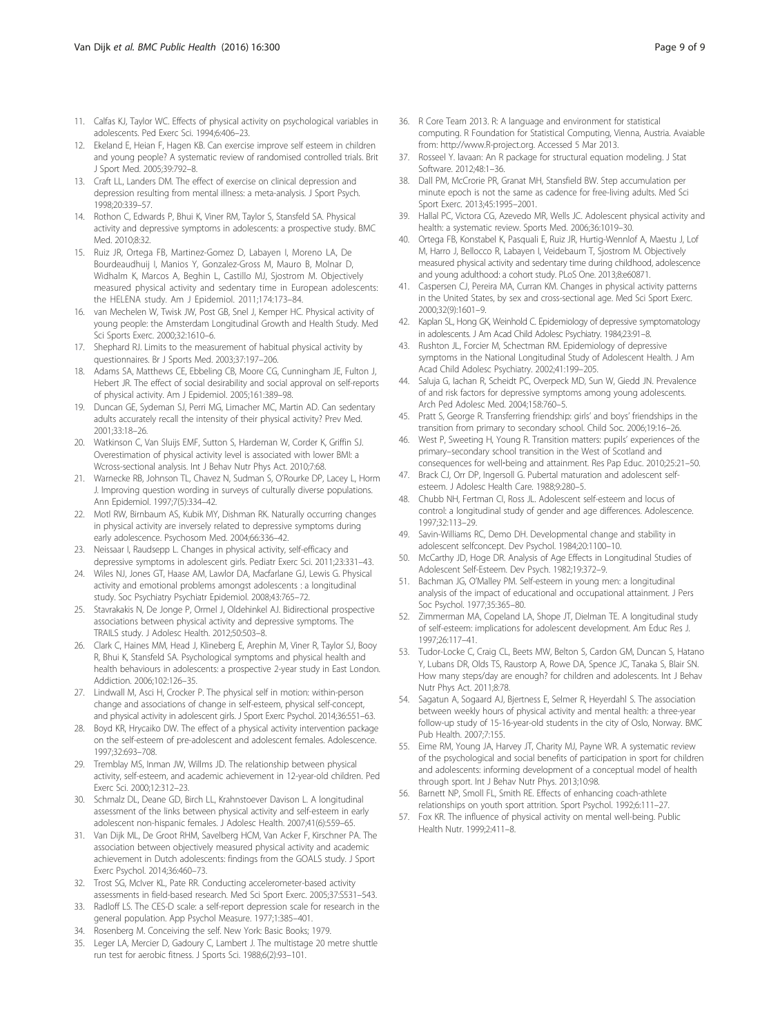11. Calfas KJ, Taylor WC. Effects of physical activity on psychological variables in adolescents. Ped Exerc Sci. 1994;6:406–23.
12. Ekeland E, Heian F, Hagen KB. Can exercise improve self esteem in children and young people? A systematic review of randomised controlled trials. Brit J Sport Med. 2005;39:792–8.
13. Craft LL, Landers DM. The effect of exercise on clinical depression and depression resulting from mental illness: a meta-analysis. J Sport Psych. 1998;20:339–57.
14. Rothon C, Edwards P, Bhui K, Viner RM, Taylor S, Stansfeld SA. Physical activity and depressive symptoms in adolescents: a prospective study. BMC Med. 2010;8:32.
15. Ruiz JR, Ortega FB, Martinez-Gomez D, Labayen I, Moreno LA, De Bourdeaudhuij I, Manios Y, Gonzalez-Gross M, Mauro B, Molnar D, Widhalm K, Marcos A, Beghin L, Castillo MJ, Sjostrom M. Objectively measured physical activity and sedentary time in European adolescents: the HELENA study. Am J Epidemiol. 2011;174:173–84.
16. van Mechelen W, Twisk JW, Post GB, Snel J, Kemper HC. Physical activity of young people: the Amsterdam Longitudinal Growth and Health Study. Med Sci Sports Exerc. 2000;32:1610–6.
17. Shephard RJ. Limits to the measurement of habitual physical activity by questionnaires. Br J Sports Med. 2003;37:197–206.
18. Adams SA, Matthews CE, Ebbeling CB, Moore CG, Cunningham JE, Fulton J, Hebert JR. The effect of social desirability and social approval on self-reports of physical activity. Am J Epidemiol. 2005;161:389–98.
19. Duncan GE, Sydeman SJ, Perri MG, Limacher MC, Martin AD. Can sedentary adults accurately recall the intensity of their physical activity? Prev Med. 2001;33:18–26.
20. Watkinson C, Van Sluijs EMF, Sutton S, Hardeman W, Corder K, Griffin SJ. Overestimation of physical activity level is associated with lower BMI: a Wcross-sectional analysis. Int J Behav Nutr Phys Act. 2010;7:68.
21. Warnecke RB, Johnson TL, Chavez N, Sudman S, O'Rourke DP, Lacey L, Horm J. Improving question wording in surveys of culturally diverse populations. Ann Epidemiol. 1997;7(5):334–42.
22. Motl RW, Birnbaum AS, Kubik MY, Dishman RK. Naturally occurring changes in physical activity are inversely related to depressive symptoms during early adolescence. Psychosom Med. 2004;66:336–42.
23. Neissaar I, Raudsepp L. Changes in physical activity, self-efficacy and depressive symptoms in adolescent girls. Pediatr Exerc Sci. 2011;23:331–43.
24. Wiles NJ, Jones GT, Haase AM, Lawlor DA, Macfarlane GJ, Lewis G. Physical activity and emotional problems amongst adolescents : a longitudinal study. Soc Psychiatry Psychiatr Epidemiol. 2008;43:765–72.
25. Stavrakakis N, De Jonge P, Ormel J, Oldehinkel AJ. Bidirectional prospective associations between physical activity and depressive symptoms. The TRAILS study. J Adolesc Health. 2012;50:503–8.
26. Clark C, Haines MM, Head J, Klineberg E, Arephin M, Viner R, Taylor SJ, Booy R, Bhui K, Stansfeld SA. Psychological symptoms and physical health and health behaviours in adolescents: a prospective 2-year study in East London. Addiction. 2006;102:126–35.
27. Lindwall M, Asci H, Crocker P. The physical self in motion: within-person change and associations of change in self-esteem, physical self-concept, and physical activity in adolescent girls. J Sport Exerc Psychol. 2014;36:551–63.
28. Boyd KR, Hrycaiko DW. The effect of a physical activity intervention package on the self-esteem of pre-adolescent and adolescent females. Adolescence. 1997;32:693–708.
29. Tremblay MS, Inman JW, Willms JD. The relationship between physical activity, self-esteem, and academic achievement in 12-year-old children. Ped Exerc Sci. 2000;12:312–23.
30. Schmalz DL, Deane GD, Birch LL, Krahnstoever Davison L. A longitudinal assessment of the links between physical activity and self-esteem in early adolescent non-hispanic females. J Adolesc Health. 2007;41(6):559–65.
31. Van Dijk ML, De Groot RHM, Savelberg HCM, Van Acker F, Kirschner PA. The association between objectively measured physical activity and academic achievement in Dutch adolescents: findings from the GOALS study. J Sport Exerc Psychol. 2014;36:460–73.
32. Trost SG, McIver KL, Pate RR. Conducting accelerometer-based activity assessments in field-based research. Med Sci Sport Exerc. 2005;37:S531–543.
33. Radloff LS. The CES-D scale: a self-report depression scale for research in the general population. App Psychol Measure. 1977;1:385–401.
34. Rosenberg M. Conceiving the self. New York: Basic Books; 1979.
35. Leger LA, Mercier D, Gadoury C, Lambert J. The multistage 20 metre shuttle run test for aerobic fitness. J Sports Sci. 1988;6(2):93–101.
36. R Core Team 2013. R: A language and environment for statistical computing. R Foundation for Statistical Computing, Vienna, Austria. Avaiable from: http://www.R-project.org. Accessed 5 Mar 2013.
37. Rosseel Y. lavaan: An R package for structural equation modeling. J Stat Software. 2012;48:1–36.
38. Dall PM, McCrorie PR, Granat MH, Stansfield BW. Step accumulation per minute epoch is not the same as cadence for free-living adults. Med Sci Sport Exerc. 2013;45:1995–2001.
39. Hallal PC, Victora CG, Azevedo MR, Wells JC. Adolescent physical activity and health: a systematic review. Sports Med. 2006;36:1019–30.
40. Ortega FB, Konstabel K, Pasquali E, Ruiz JR, Hurtig-Wennlof A, Maestu J, Lof M, Harro J, Bellocco R, Labayen I, Veidebaum T, Sjostrom M. Objectively measured physical activity and sedentary time during childhood, adolescence and young adulthood: a cohort study. PLoS One. 2013;8:e60871.
41. Caspersen CJ, Pereira MA, Curran KM. Changes in physical activity patterns in the United States, by sex and cross-sectional age. Med Sci Sport Exerc. 2000;32(9):1601–9.
42. Kaplan SL, Hong GK, Weinhold C. Epidemiology of depressive symptomatology in adolescents. J Am Acad Child Adolesc Psychiatry. 1984;23:91–8.
43. Rushton JL, Forcier M, Schectman RM. Epidemiology of depressive symptoms in the National Longitudinal Study of Adolescent Health. J Am Acad Child Adolesc Psychiatry. 2002;41:199–205.
44. Saluja G, Iachan R, Scheidt PC, Overpeck MD, Sun W, Giedd JN. Prevalence of and risk factors for depressive symptoms among young adolescents. Arch Ped Adolesc Med. 2004;158:760–5.
45. Pratt S, George R. Transferring friendship: girls' and boys' friendships in the transition from primary to secondary school. Child Soc. 2006;19:16–26.
46. West P, Sweeting H, Young R. Transition matters: pupils' experiences of the primary–secondary school transition in the West of Scotland and consequences for well-being and attainment. Res Pap Educ. 2010;25:21–50.
47. Brack CJ, Orr DP, Ingersoll G. Pubertal maturation and adolescent self-esteem. J Adolesc Health Care. 1988;9:280–5.
48. Chubb NH, Fertman CI, Ross JL. Adolescent self-esteem and locus of control: a longitudinal study of gender and age differences. Adolescence. 1997;32:113–29.
49. Savin-Williams RC, Demo DH. Developmental change and stability in adolescent selfconcept. Dev Psychol. 1984;20:1100–10.
50. McCarthy JD, Hoge DR. Analysis of Age Effects in Longitudinal Studies of Adolescent Self-Esteem. Dev Psych. 1982;19:372–9.
51. Bachman JG, O'Malley PM. Self-esteem in young men: a longitudinal analysis of the impact of educational and occupational attainment. J Pers Soc Psychol. 1977;35:365–80.
52. Zimmerman MA, Copeland LA, Shope JT, Dielman TE. A longitudinal study of self-esteem: implications for adolescent development. Am Educ Res J. 1997;26:117–41.
53. Tudor-Locke C, Craig CL, Beets MW, Belton S, Cardon GM, Duncan S, Hatano Y, Lubans DR, Olds TS, Raustorp A, Rowe DA, Spence JC, Tanaka S, Blair SN. How many steps/day are enough? for children and adolescents. Int J Behav Nutr Phys Act. 2011;8:78.
54. Sagatun A, Sogaard AJ, Bjertness E, Selmer R, Heyerdahl S. The association between weekly hours of physical activity and mental health: a three-year follow-up study of 15-16-year-old students in the city of Oslo, Norway. BMC Pub Health. 2007;7:155.
55. Eime RM, Young JA, Harvey JT, Charity MJ, Payne WR. A systematic review of the psychological and social benefits of participation in sport for children and adolescents: informing development of a conceptual model of health through sport. Int J Behav Nutr Phys. 2013;10:98.
56. Barnett NP, Smoll FL, Smith RE. Effects of enhancing coach-athlete relationships on youth sport attrition. Sport Psychol. 1992;6:111–27.
57. Fox KR. The influence of physical activity on mental well-being. Public Health Nutr. 1999;2:411–8.